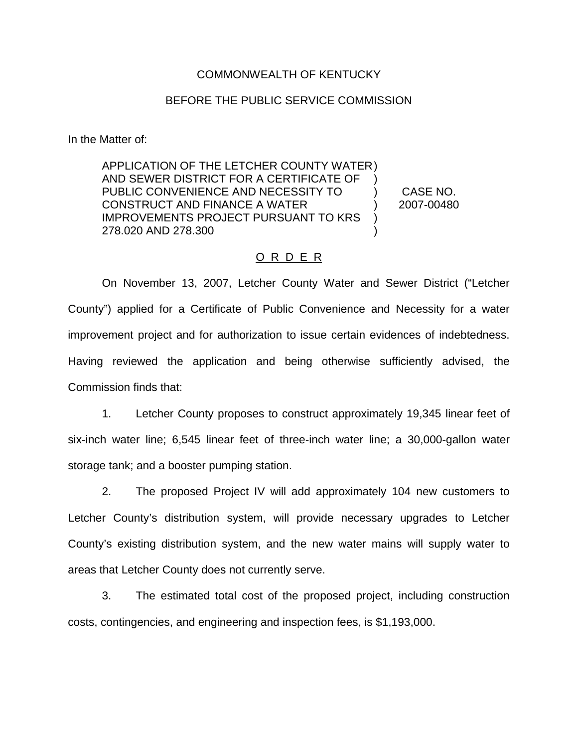COMMONWEALTH OF KENTUCKY

BEFORE THE PUBLIC SERVICE COMMISSION

In the Matter of:

| | |
|---|---|
| APPLICATION OF THE LETCHER COUNTY WATER AND SEWER DISTRICT FOR A CERTIFICATE OF PUBLIC CONVENIENCE AND NECESSITY TO CONSTRUCT AND FINANCE A WATER IMPROVEMENTS PROJECT PURSUANT TO KRS 278.020 AND 278.300 | CASE NO. 2007-00480 |

## O R D E R

On November 13, 2007, Letcher County Water and Sewer District ("Letcher County") applied for a Certificate of Public Convenience and Necessity for a water improvement project and for authorization to issue certain evidences of indebtedness. Having reviewed the application and being otherwise sufficiently advised, the Commission finds that:

1. Letcher County proposes to construct approximately 19,345 linear feet of six-inch water line; 6,545 linear feet of three-inch water line; a 30,000-gallon water storage tank; and a booster pumping station.

2. The proposed Project IV will add approximately 104 new customers to Letcher County's distribution system, will provide necessary upgrades to Letcher County's existing distribution system, and the new water mains will supply water to areas that Letcher County does not currently serve.

3. The estimated total cost of the proposed project, including construction costs, contingencies, and engineering and inspection fees, is $1,193,000.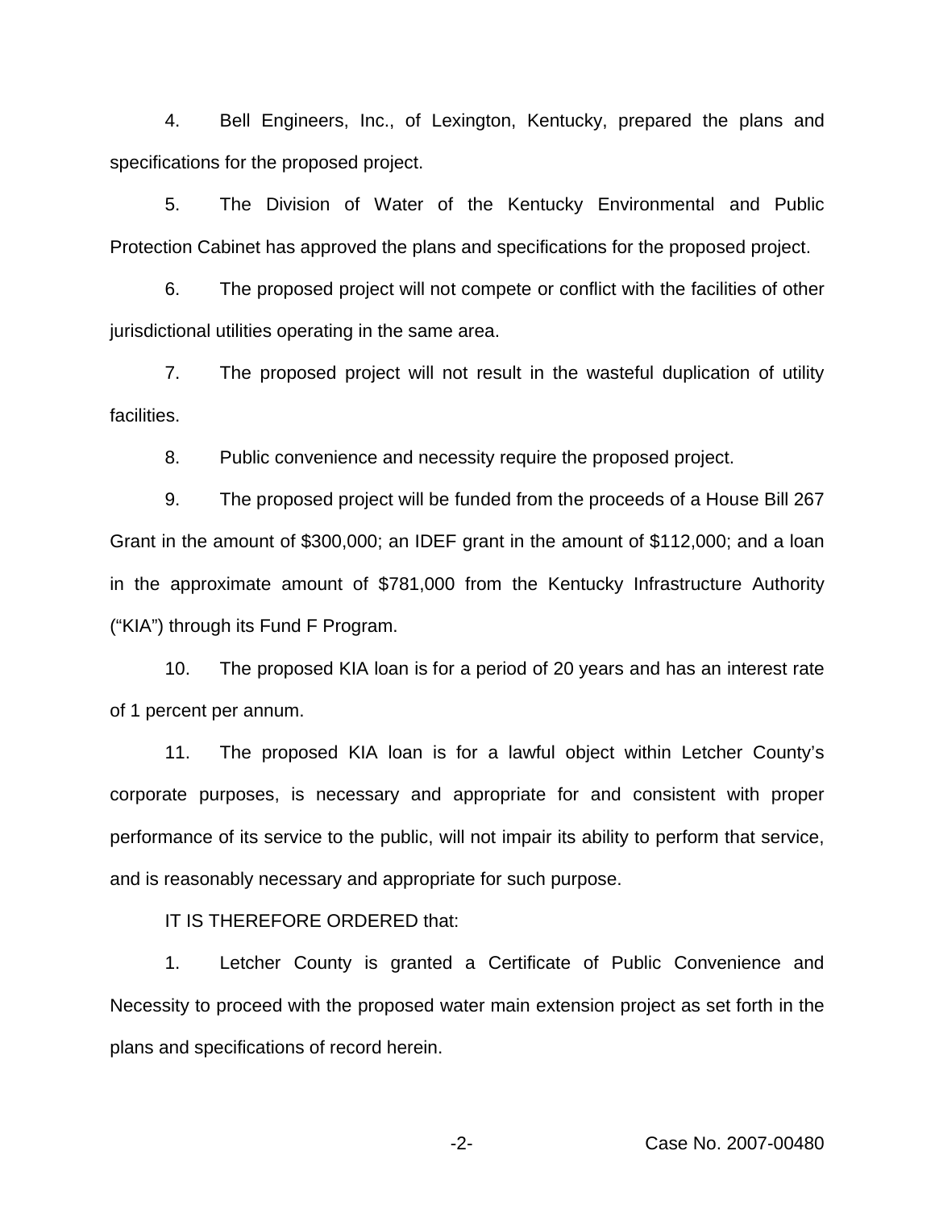4. Bell Engineers, Inc., of Lexington, Kentucky, prepared the plans and specifications for the proposed project.

5. The Division of Water of the Kentucky Environmental and Public Protection Cabinet has approved the plans and specifications for the proposed project.

6. The proposed project will not compete or conflict with the facilities of other jurisdictional utilities operating in the same area.

7. The proposed project will not result in the wasteful duplication of utility facilities.

8. Public convenience and necessity require the proposed project.

9. The proposed project will be funded from the proceeds of a House Bill 267 Grant in the amount of $300,000; an IDEF grant in the amount of $112,000; and a loan in the approximate amount of $781,000 from the Kentucky Infrastructure Authority ("KIA") through its Fund F Program.

10. The proposed KIA loan is for a period of 20 years and has an interest rate of 1 percent per annum.

11. The proposed KIA loan is for a lawful object within Letcher County's corporate purposes, is necessary and appropriate for and consistent with proper performance of its service to the public, will not impair its ability to perform that service, and is reasonably necessary and appropriate for such purpose.

IT IS THEREFORE ORDERED that:

1. Letcher County is granted a Certificate of Public Convenience and Necessity to proceed with the proposed water main extension project as set forth in the plans and specifications of record herein.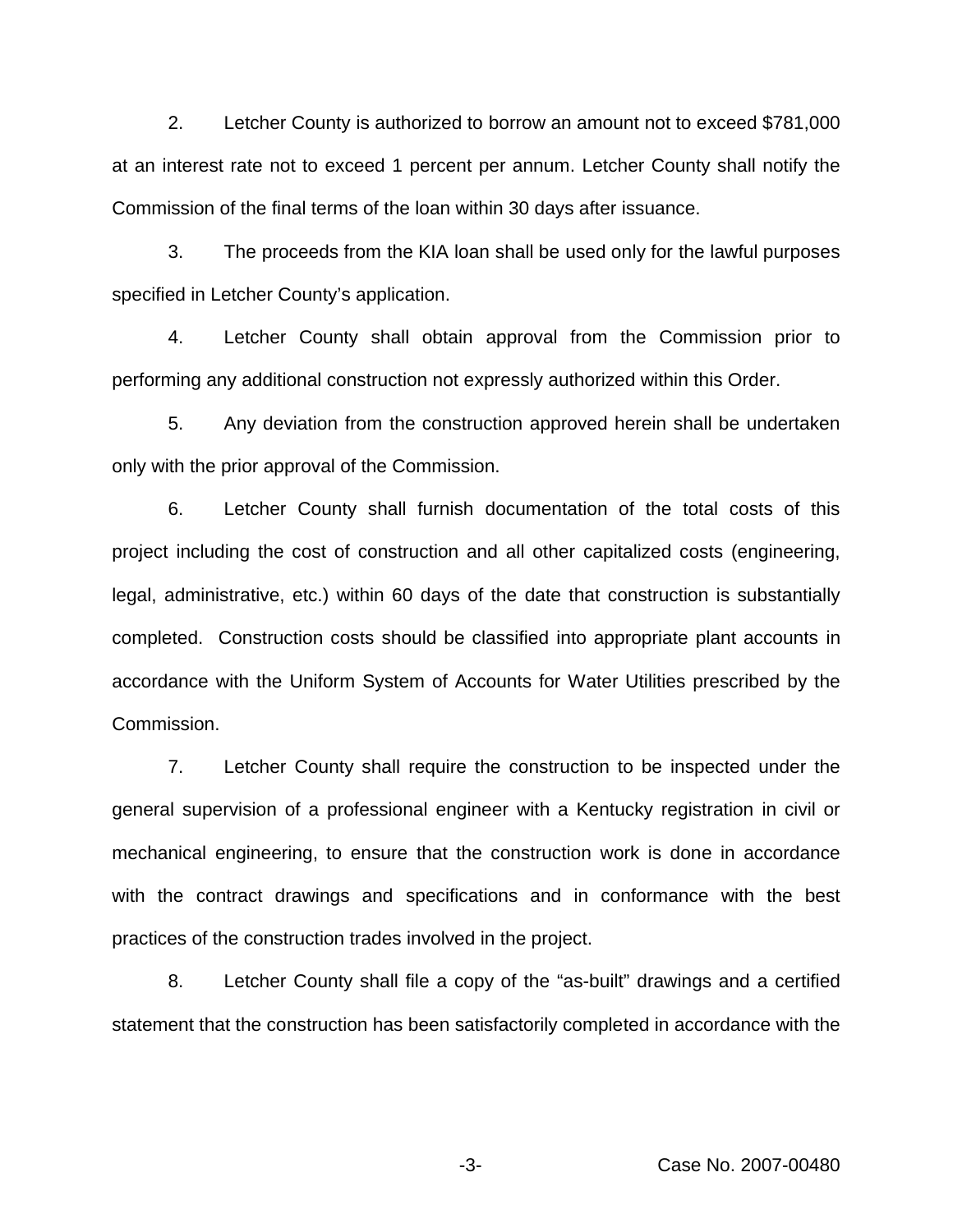2. Letcher County is authorized to borrow an amount not to exceed $781,000 at an interest rate not to exceed 1 percent per annum. Letcher County shall notify the Commission of the final terms of the loan within 30 days after issuance.

3. The proceeds from the KIA loan shall be used only for the lawful purposes specified in Letcher County's application.

4. Letcher County shall obtain approval from the Commission prior to performing any additional construction not expressly authorized within this Order.

5. Any deviation from the construction approved herein shall be undertaken only with the prior approval of the Commission.

6. Letcher County shall furnish documentation of the total costs of this project including the cost of construction and all other capitalized costs (engineering, legal, administrative, etc.) within 60 days of the date that construction is substantially completed. Construction costs should be classified into appropriate plant accounts in accordance with the Uniform System of Accounts for Water Utilities prescribed by the Commission.

7. Letcher County shall require the construction to be inspected under the general supervision of a professional engineer with a Kentucky registration in civil or mechanical engineering, to ensure that the construction work is done in accordance with the contract drawings and specifications and in conformance with the best practices of the construction trades involved in the project.

8. Letcher County shall file a copy of the "as-built" drawings and a certified statement that the construction has been satisfactorily completed in accordance with the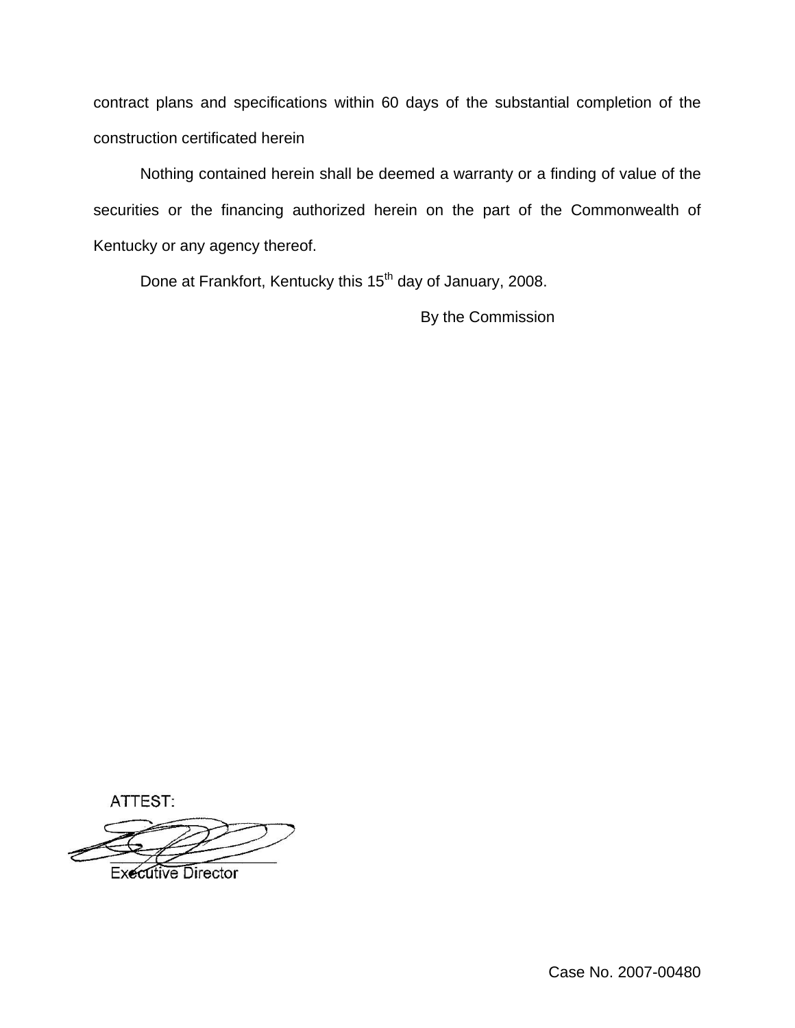contract plans and specifications within 60 days of the substantial completion of the construction certificated herein

Nothing contained herein shall be deemed a warranty or a finding of value of the securities or the financing authorized herein on the part of the Commonwealth of Kentucky or any agency thereof.

Done at Frankfort, Kentucky this 15th day of January, 2008.

By the Commission

ATTEST:

Executive Director

Case No. 2007-00480